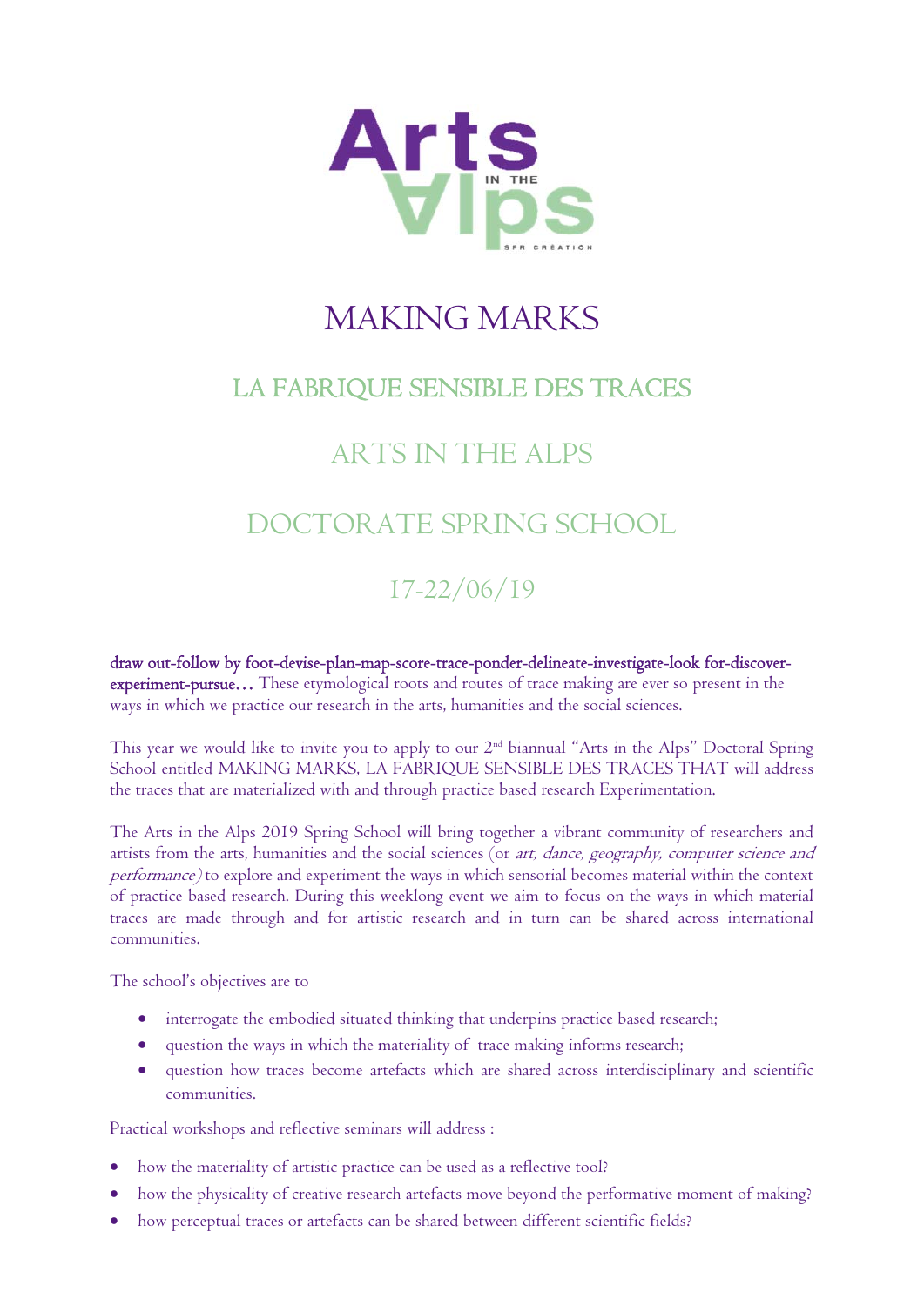Arts IN THE Alps

SFR CRÉATION

# MAKING MARKS

## LA FABRIQUE SENSIBLE DES TRACES

## ARTS IN THE ALPS

## DOCTORATE SPRING SCHOOL

## 17-22/06/19

draw out-follow by foot-devise-plan-map-score-trace-ponder-delineate-investigate-look for-discover-experiment-pursue… These etymological roots and routes of trace making are ever so present in the ways in which we practice our research in the arts, humanities and the social sciences.

This year we would like to invite you to apply to our 2nd biannual "Arts in the Alps" Doctoral Spring School entitled MAKING MARKS, LA FABRIQUE SENSIBLE DES TRACES THAT will address the traces that are materialized with and through practice based research Experimentation.

The Arts in the Alps 2019 Spring School will bring together a vibrant community of researchers and artists from the arts, humanities and the social sciences (or *art, dance, geography, computer science and performance*) to explore and experiment the ways in which sensorial becomes material within the context of practice based research. During this weeklong event we aim to focus on the ways in which material traces are made through and for artistic research and in turn can be shared across international communities.

The school's objectives are to

- interrogate the embodied situated thinking that underpins practice based research;
- question the ways in which the materiality of trace making informs research;
- question how traces become artefacts which are shared across interdisciplinary and scientific communities.

Practical workshops and reflective seminars will address :

- how the materiality of artistic practice can be used as a reflective tool?
- how the physicality of creative research artefacts move beyond the performative moment of making?
- how perceptual traces or artefacts can be shared between different scientific fields?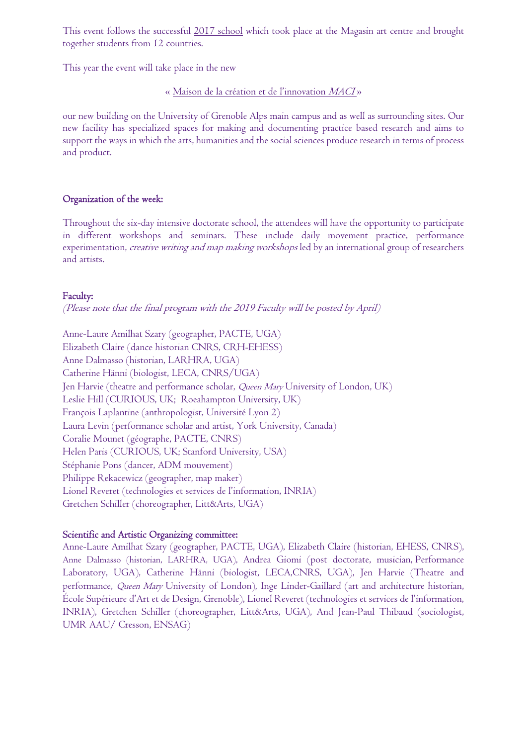This event follows the successful 2017 school which took place at the Magasin art centre and brought together students from 12 countries.

This year the event will take place in the new

« Maison de la création et de l'innovation *MACI* »

our new building on the University of Grenoble Alps main campus and as well as surrounding sites. Our new facility has specialized spaces for making and documenting practice based research and aims to support the ways in which the arts, humanities and the social sciences produce research in terms of process and product.

## Organization of the week:

Throughout the six-day intensive doctorate school, the attendees will have the opportunity to participate in different workshops and seminars. These include daily movement practice, performance experimentation, *creative writing and map making workshops* led by an international group of researchers and artists.

## Faculty:

*(Please note that the final program with the 2019 Faculty will be posted by April)*

Anne-Laure Amilhat Szary (geographer, PACTE, UGA)
Elizabeth Claire (dance historian CNRS, CRH-EHESS)
Anne Dalmasso (historian, LARHRA, UGA)
Catherine Hänni (biologist, LECA, CNRS/UGA)
Jen Harvie (theatre and performance scholar, *Queen Mary* University of London, UK)
Leslie Hill (CURIOUS, UK; Roeahampton University, UK)
François Laplantine (anthropologist, Université Lyon 2)
Laura Levin (performance scholar and artist, York University, Canada)
Coralie Mounet (géographe, PACTE, CNRS)
Helen Paris (CURIOUS, UK; Stanford University, USA)
Stéphanie Pons (dancer, ADM mouvement)
Philippe Rekacewicz (geographer, map maker)
Lionel Reveret (technologies et services de l'information, INRIA)
Gretchen Schiller (choreographer, Litt&Arts, UGA)

## Scientific and Artistic Organizing committee:

Anne-Laure Amilhat Szary (geographer, PACTE, UGA), Elizabeth Claire (historian, EHESS, CNRS), Anne Dalmasso (historian, LARHRA, UGA), Andrea Giomi (post doctorate, musician, Performance Laboratory, UGA), Catherine Hänni (biologist, LECA,CNRS, UGA), Jen Harvie (Theatre and performance, *Queen Mary* University of London), Inge Linder-Gaillard (art and architecture historian, École Supérieure d'Art et de Design, Grenoble), Lionel Reveret (technologies et services de l'information, INRIA), Gretchen Schiller (choreographer, Litt&Arts, UGA), And Jean-Paul Thibaud (sociologist, UMR AAU/ Cresson, ENSAG)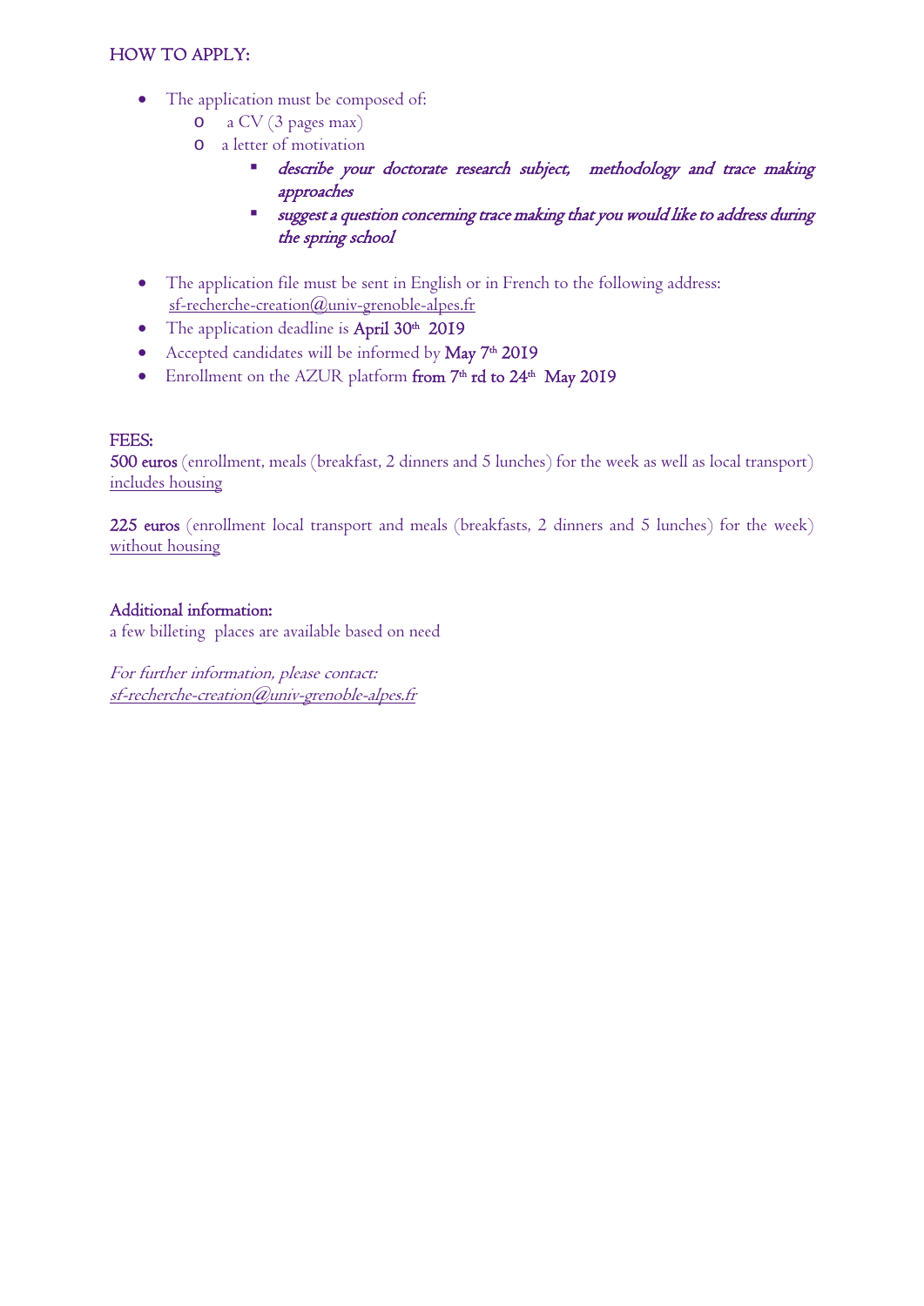## HOW TO APPLY:

- The application must be composed of:
    - a CV (3 pages max)
    - a letter of motivation
        - *describe your doctorate research subject, methodology and trace making approaches*
        - *suggest a question concerning trace making that you would like to address during the spring school*

- The application file must be sent in English or in French to the following address: sf-recherche-creation@univ-grenoble-alpes.fr
- The application deadline is April 30th 2019
- Accepted candidates will be informed by May 7th 2019
- Enrollment on the AZUR platform from 7th rd to 24th May 2019

## FEES:

500 euros (enrollment, meals (breakfast, 2 dinners and 5 lunches) for the week as well as local transport) includes housing

225 euros (enrollment local transport and meals (breakfasts, 2 dinners and 5 lunches) for the week) without housing

## Additional information:

a few billeting places are available based on need

*For further information, please contact:*
*sf-recherche-creation@univ-grenoble-alpes.fr*